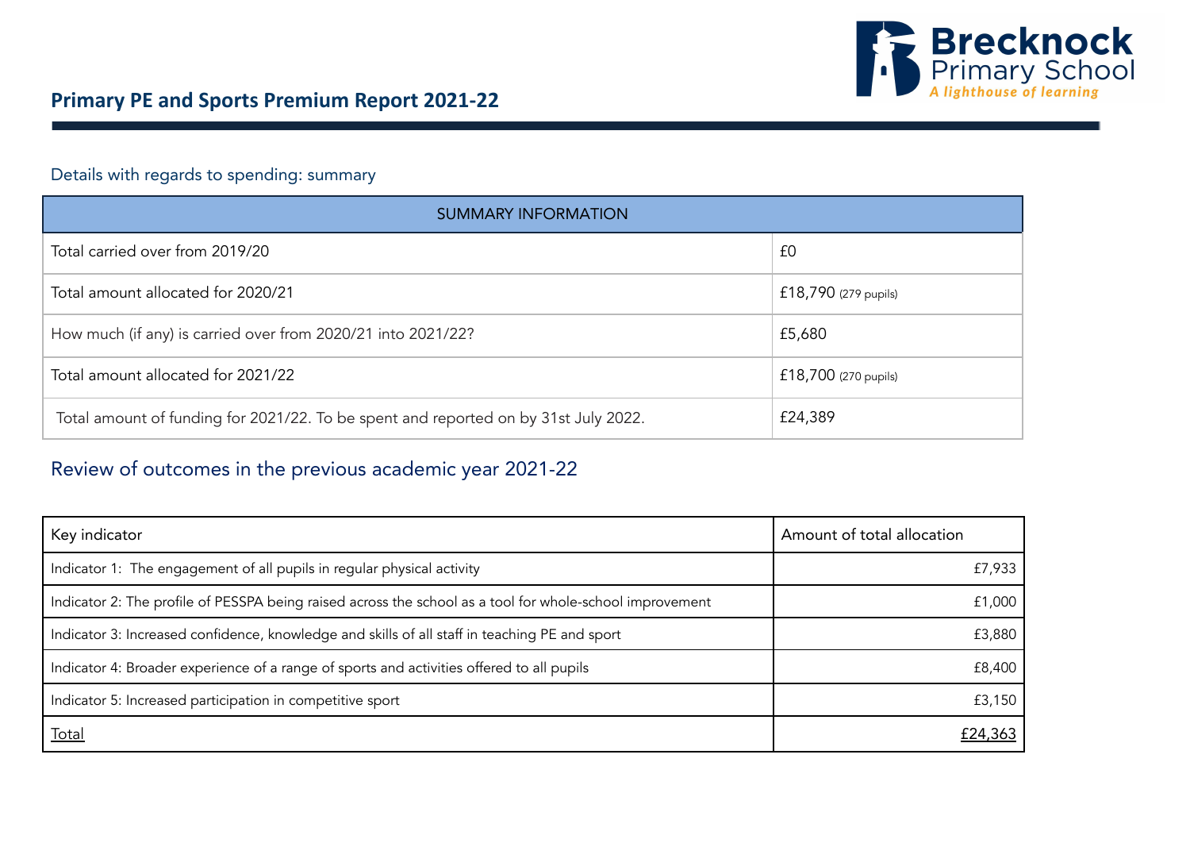Brecknock Primary School
*A lighthouse of learning*

# Primary PE and Sports Premium Report 2021-22

## Details with regards to spending: summary

| SUMMARY INFORMATION | |
|---|---|
| Total carried over from 2019/20 | £0 |
| Total amount allocated for 2020/21 | £18,790 (279 pupils) |
| How much (if any) is carried over from 2020/21 into 2021/22? | £5,680 |
| Total amount allocated for 2021/22 | £18,700 (270 pupils) |
| Total amount of funding for 2021/22. To be spent and reported on by 31st July 2022. | £24,389 |

## Review of outcomes in the previous academic year 2021-22

| Key indicator | Amount of total allocation |
|---|---:|
| Indicator 1: The engagement of all pupils in regular physical activity | £7,933 |
| Indicator 2: The profile of PESSPA being raised across the school as a tool for whole-school improvement | £1,000 |
| Indicator 3: Increased confidence, knowledge and skills of all staff in teaching PE and sport | £3,880 |
| Indicator 4: Broader experience of a range of sports and activities offered to all pupils | £8,400 |
| Indicator 5: Increased participation in competitive sport | £3,150 |
| Total | £24,363 |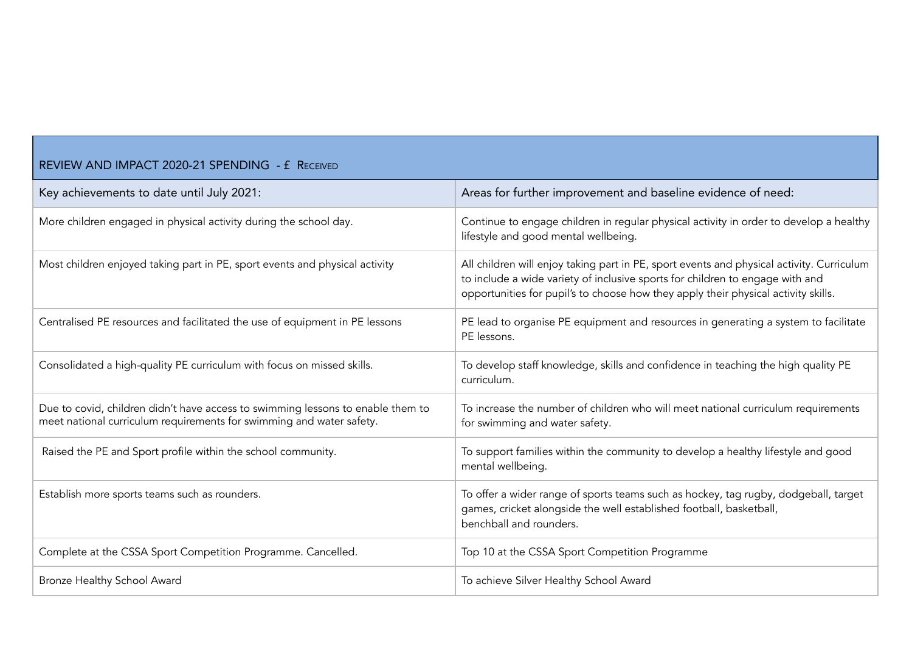| REVIEW AND IMPACT 2020-21 SPENDING - £ RECEIVED | |
|---|---|
| Key achievements to date until July 2021: | Areas for further improvement and baseline evidence of need: |
| More children engaged in physical activity during the school day. | Continue to engage children in regular physical activity in order to develop a healthy lifestyle and good mental wellbeing. |
| Most children enjoyed taking part in PE, sport events and physical activity | All children will enjoy taking part in PE, sport events and physical activity. Curriculum to include a wide variety of inclusive sports for children to engage with and opportunities for pupil's to choose how they apply their physical activity skills. |
| Centralised PE resources and facilitated the use of equipment in PE lessons | PE lead to organise PE equipment and resources in generating a system to facilitate PE lessons. |
| Consolidated a high-quality PE curriculum with focus on missed skills. | To develop staff knowledge, skills and confidence in teaching the high quality PE curriculum. |
| Due to covid, children didn't have access to swimming lessons to enable them to meet national curriculum requirements for swimming and water safety. | To increase the number of children who will meet national curriculum requirements for swimming and water safety. |
| Raised the PE and Sport profile within the school community. | To support families within the community to develop a healthy lifestyle and good mental wellbeing. |
| Establish more sports teams such as rounders. | To offer a wider range of sports teams such as hockey, tag rugby, dodgeball, target games, cricket alongside the well established football, basketball, benchball and rounders. |
| Complete at the CSSA Sport Competition Programme. Cancelled. | Top 10 at the CSSA Sport Competition Programme |
| Bronze Healthy School Award | To achieve Silver Healthy School Award |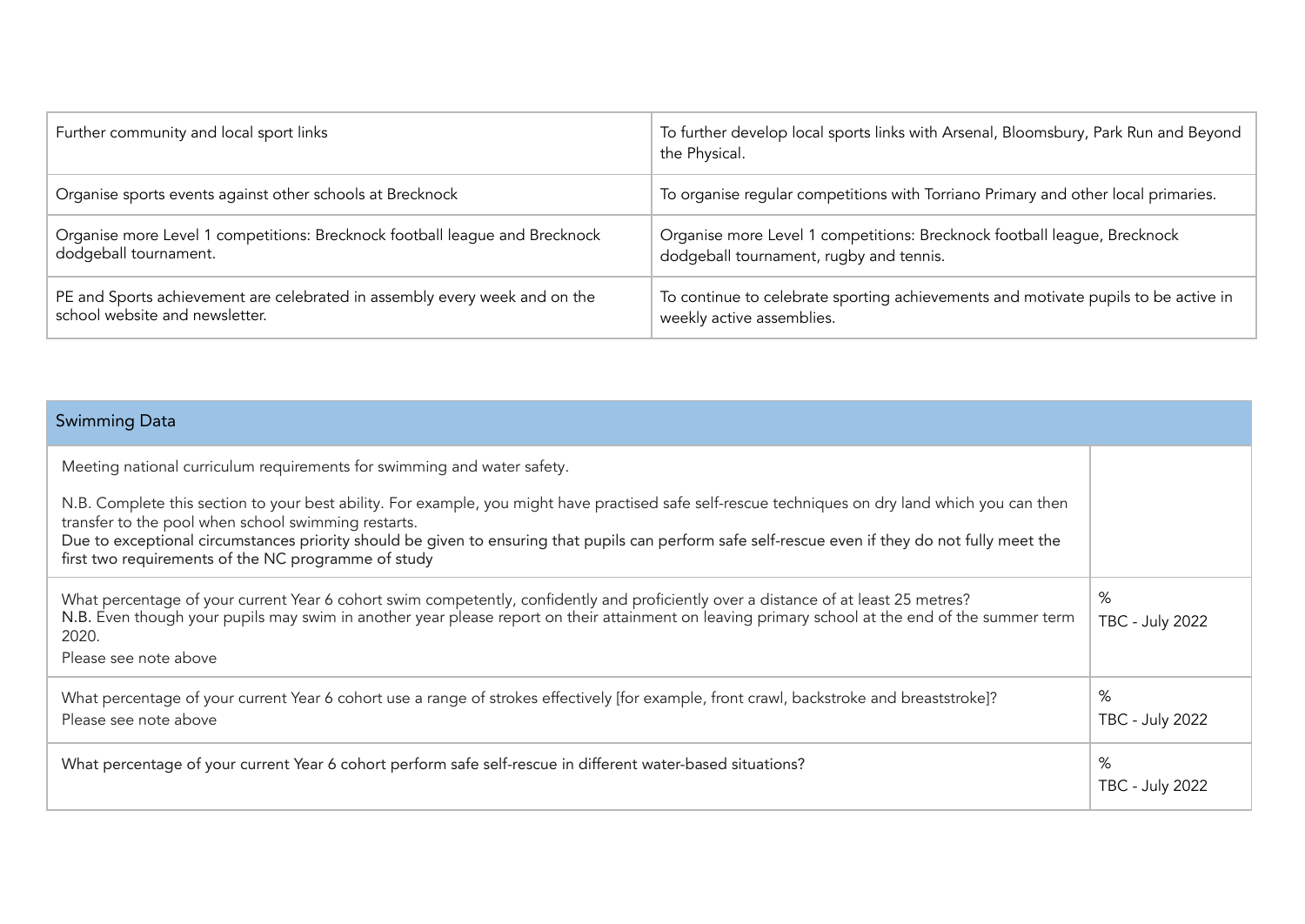| | |
|---|---|
| Further community and local sport links | To further develop local sports links with Arsenal, Bloomsbury, Park Run and Beyond the Physical. |
| Organise sports events against other schools at Brecknock | To organise regular competitions with Torriano Primary and other local primaries. |
| Organise more Level 1 competitions: Brecknock football league and Brecknock dodgeball tournament. | Organise more Level 1 competitions: Brecknock football league, Brecknock dodgeball tournament, rugby and tennis. |
| PE and Sports achievement are celebrated in assembly every week and on the school website and newsletter. | To continue to celebrate sporting achievements and motivate pupils to be active in weekly active assemblies. |

| Swimming Data | |
|---|---|
| Meeting national curriculum requirements for swimming and water safety.<br><br>N.B. Complete this section to your best ability. For example, you might have practised safe self-rescue techniques on dry land which you can then transfer to the pool when school swimming restarts.<br>Due to exceptional circumstances priority should be given to ensuring that pupils can perform safe self-rescue even if they do not fully meet the first two requirements of the NC programme of study | |
| What percentage of your current Year 6 cohort swim competently, confidently and proficiently over a distance of at least 25 metres?<br>N.B. Even though your pupils may swim in another year please report on their attainment on leaving primary school at the end of the summer term 2020.<br>Please see note above | %<br>TBC - July 2022 |
| What percentage of your current Year 6 cohort use a range of strokes effectively [for example, front crawl, backstroke and breaststroke]?<br>Please see note above | %<br>TBC - July 2022 |
| What percentage of your current Year 6 cohort perform safe self-rescue in different water-based situations? | %<br>TBC - July 2022 |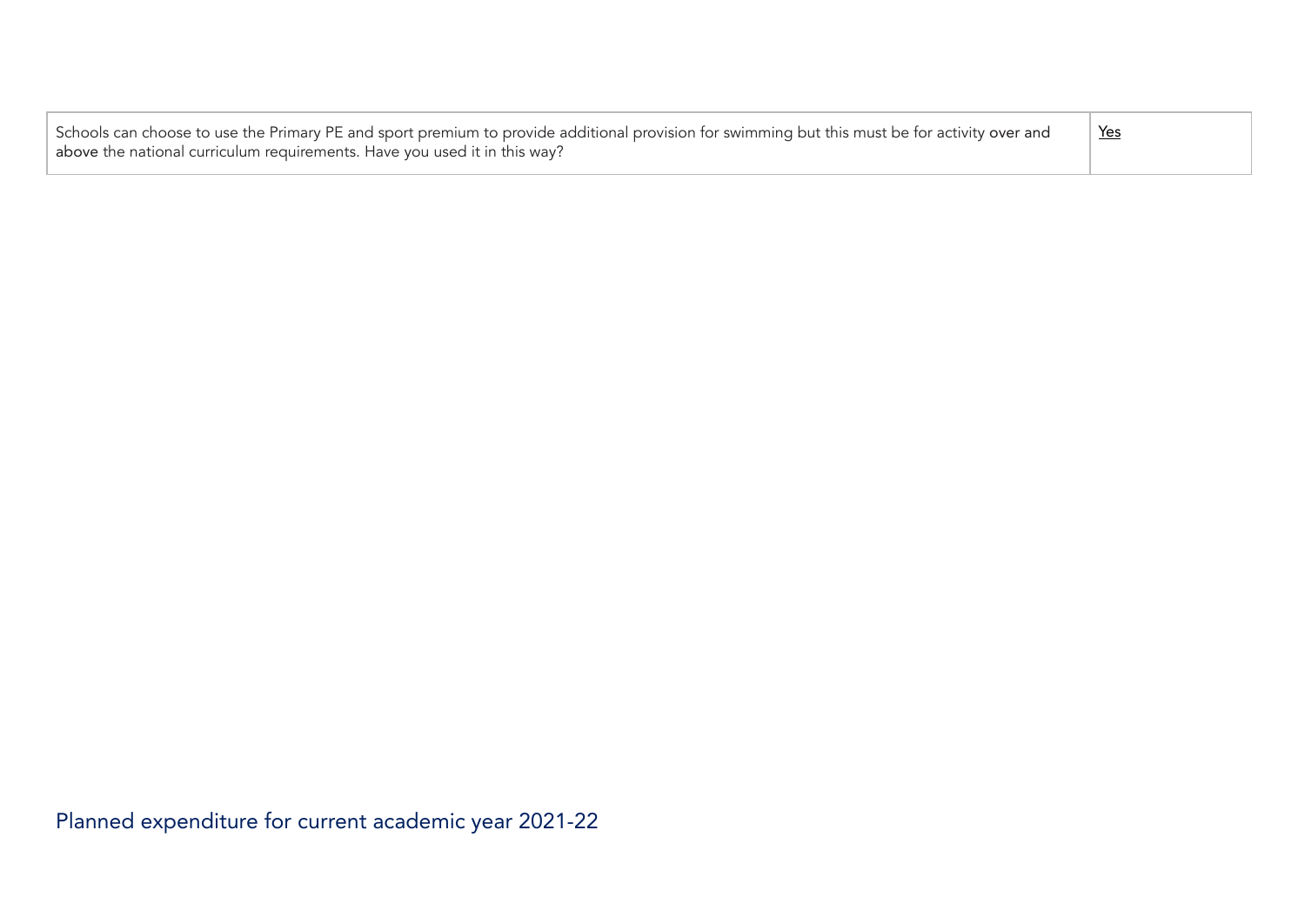| | |
|---|---|
| Schools can choose to use the Primary PE and sport premium to provide additional provision for swimming but this must be for activity **over and above** the national curriculum requirements. Have you used it in this way? | Yes |

## Planned expenditure for current academic year 2021-22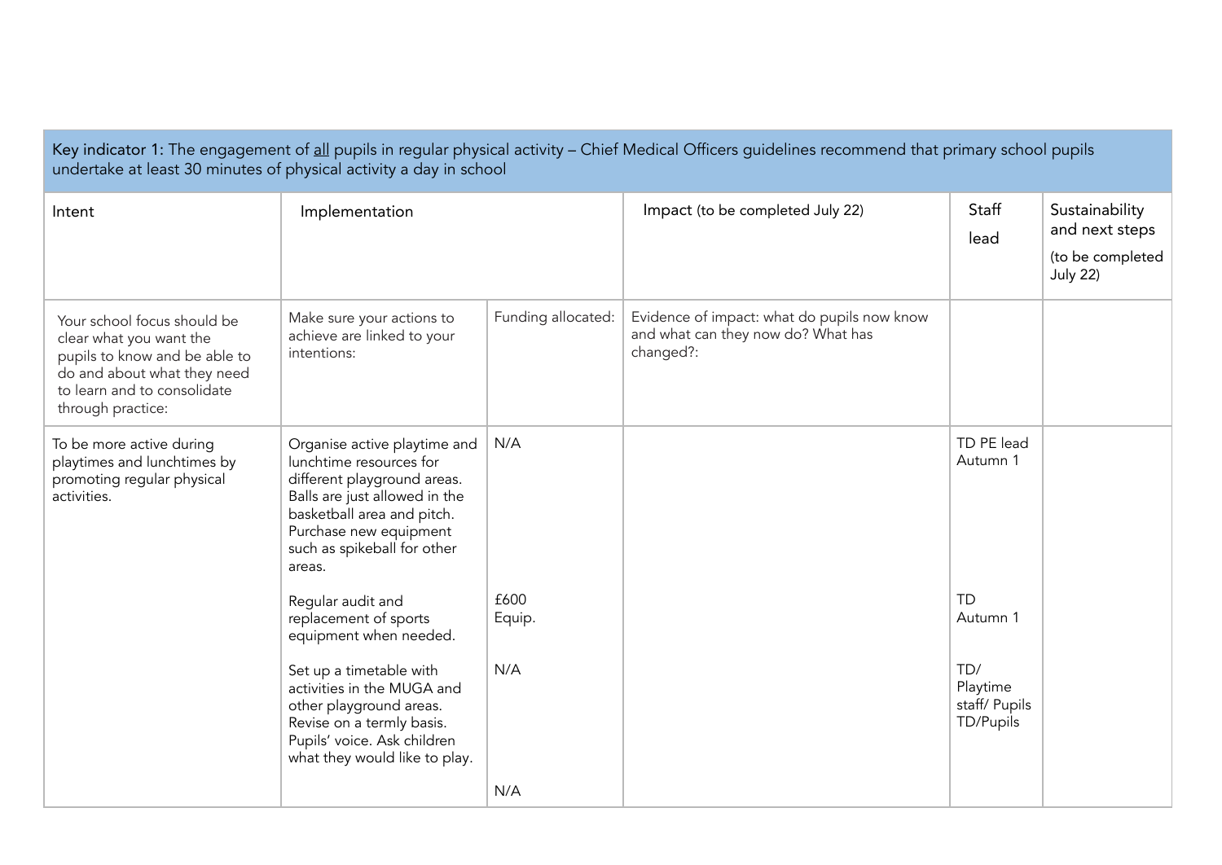| Key indicator 1: The engagement of all pupils in regular physical activity – Chief Medical Officers guidelines recommend that primary school pupils undertake at least 30 minutes of physical activity a day in school | | | | | |
|---|---|---|---|---|---|
| Intent | Implementation | | Impact (to be completed July 22) | Staff lead | Sustainability and next steps (to be completed July 22) |
| Your school focus should be clear what you want the pupils to know and be able to do and about what they need to learn and to consolidate through practice: | Make sure your actions to achieve are linked to your intentions: | Funding allocated: | Evidence of impact: what do pupils now know and what can they now do? What has changed?: | | |
| To be more active during playtimes and lunchtimes by promoting regular physical activities. | Organise active playtime and lunchtime resources for different playground areas. Balls are just allowed in the basketball area and pitch. Purchase new equipment such as spikeball for other areas. | N/A | | TD PE lead Autumn 1 | |
| | Regular audit and replacement of sports equipment when needed. | £600 Equip. | | TD Autumn 1 | |
| | Set up a timetable with activities in the MUGA and other playground areas. Revise on a termly basis. Pupils' voice. Ask children what they would like to play. | N/A | | TD/ Playtime staff/ Pupils TD/Pupils | |
| | | N/A | | | |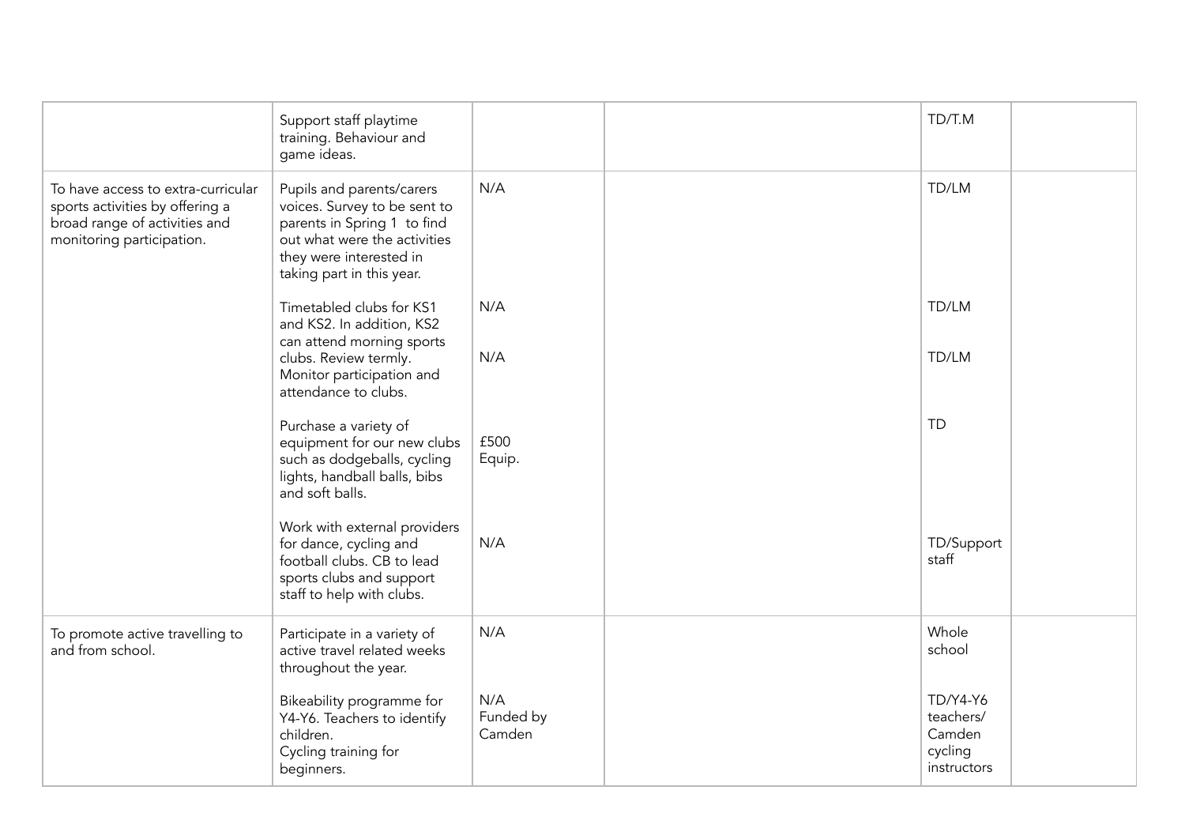| | | | | | |
|---|---|---|---|---|---|
| | Support staff playtime training. Behaviour and game ideas. | | | TD/T.M | |
| To have access to extra-curricular sports activities by offering a broad range of activities and monitoring participation. | Pupils and parents/carers voices. Survey to be sent to parents in Spring 1 to find out what were the activities they were interested in taking part in this year. | N/A | | TD/LM | |
| | Timetabled clubs for KS1 and KS2. In addition, KS2 can attend morning sports clubs. Review termly. Monitor participation and attendance to clubs. | N/A<br><br>N/A | | TD/LM<br><br>TD/LM | |
| | Purchase a variety of equipment for our new clubs such as dodgeballs, cycling lights, handball balls, bibs and soft balls. | £500 Equip. | | TD | |
| | Work with external providers for dance, cycling and football clubs. CB to lead sports clubs and support staff to help with clubs. | N/A | | TD/Support staff | |
| To promote active travelling to and from school. | Participate in a variety of active travel related weeks throughout the year. | N/A | | Whole school | |
| | Bikeability programme for Y4-Y6. Teachers to identify children.<br>Cycling training for beginners. | N/A<br>Funded by Camden | | TD/Y4-Y6 teachers/ Camden cycling instructors | |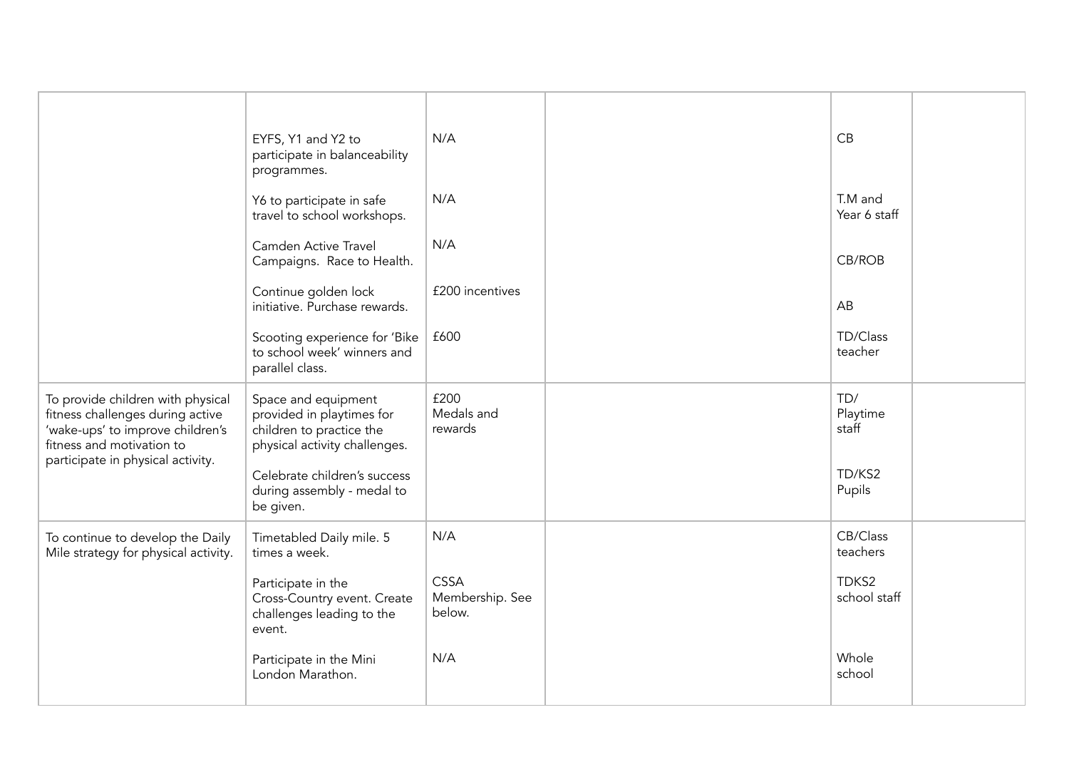| | | | | | |
|---|---|---|---|---|---|
| | EYFS, Y1 and Y2 to participate in balanceability programmes.<br><br>Y6 to participate in safe travel to school workshops.<br><br>Camden Active Travel Campaigns. Race to Health.<br><br>Continue golden lock initiative. Purchase rewards.<br><br>Scooting experience for 'Bike to school week' winners and parallel class. | N/A<br><br>N/A<br><br>N/A<br><br>£200 incentives<br><br>£600 | | CB<br><br>T.M and Year 6 staff<br><br>CB/ROB<br><br>AB<br><br>TD/Class teacher | |
| To provide children with physical fitness challenges during active 'wake-ups' to improve children's fitness and motivation to participate in physical activity. | Space and equipment provided in playtimes for children to practice the physical activity challenges.<br><br>Celebrate children's success during assembly - medal to be given. | £200 Medals and rewards | | TD/ Playtime staff<br><br>TD/KS2 Pupils | |
| To continue to develop the Daily Mile strategy for physical activity. | Timetabled Daily mile. 5 times a week.<br><br>Participate in the Cross-Country event. Create challenges leading to the event.<br><br>Participate in the Mini London Marathon. | N/A<br><br>CSSA Membership. See below.<br><br>N/A | | CB/Class teachers<br><br>TDKS2 school staff<br><br>Whole school | |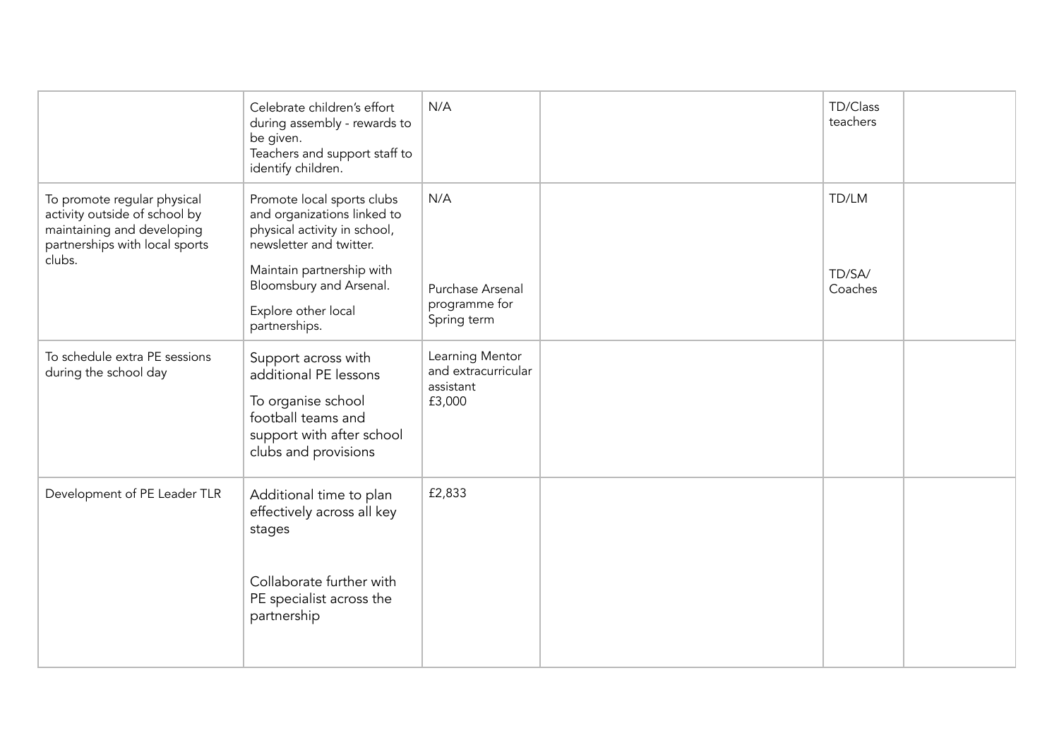| | | | | | |
|---|---|---|---|---|---|
| | Celebrate children's effort during assembly - rewards to be given.<br>Teachers and support staff to identify children. | N/A | | TD/Class teachers | |
| To promote regular physical activity outside of school by maintaining and developing partnerships with local sports clubs. | Promote local sports clubs and organizations linked to physical activity in school, newsletter and twitter.<br>Maintain partnership with Bloomsbury and Arsenal.<br>Explore other local partnerships. | N/A<br><br>Purchase Arsenal programme for Spring term | | TD/LM<br><br>TD/SA/ Coaches | |
| To schedule extra PE sessions during the school day | Support across with additional PE lessons<br>To organise school football teams and support with after school clubs and provisions | Learning Mentor and extracurricular assistant £3,000 | | | |
| Development of PE Leader TLR | Additional time to plan effectively across all key stages<br><br>Collaborate further with PE specialist across the partnership | £2,833 | | | |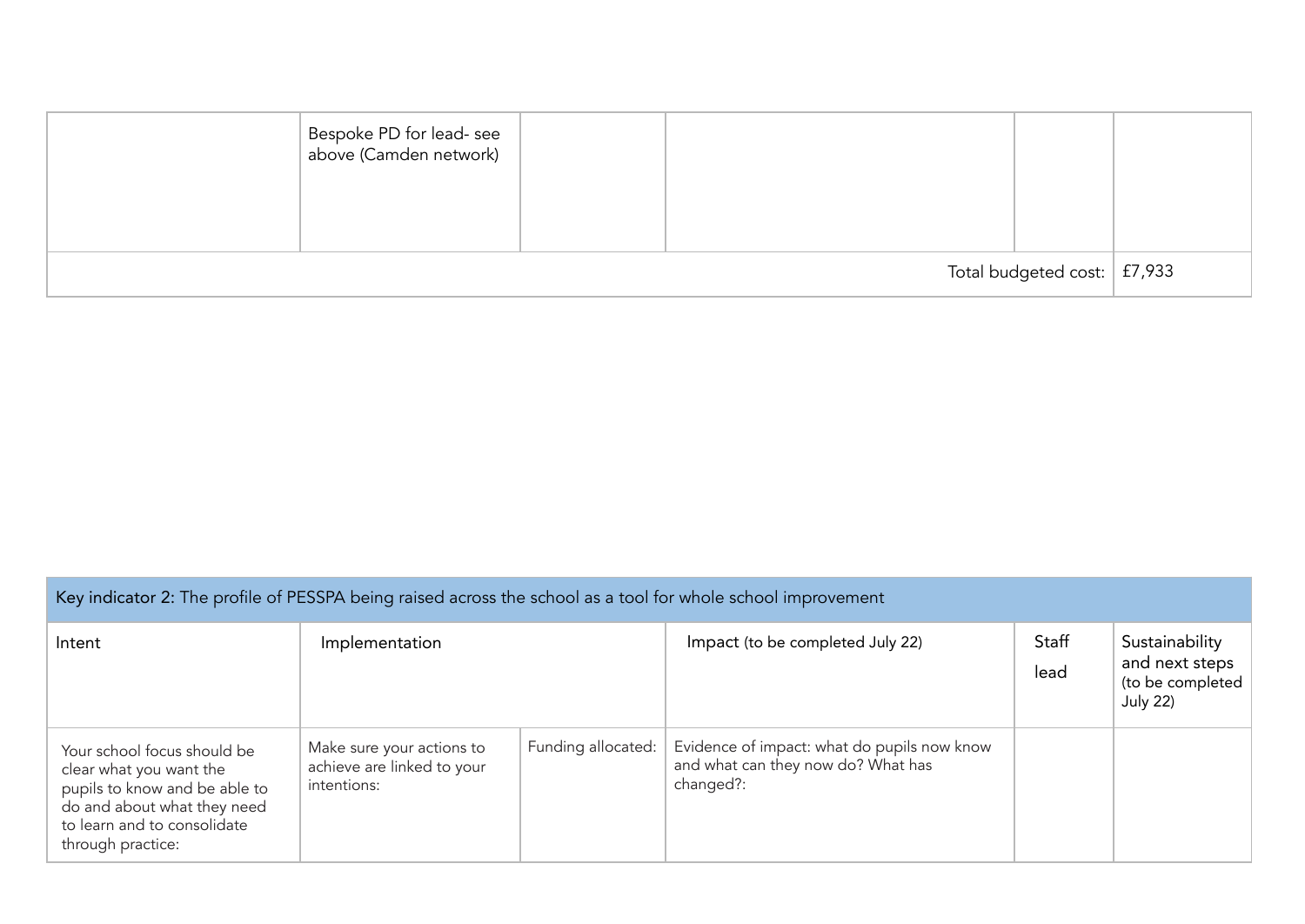| | | | | | |
|---|---|---|---|---|---|
| | Bespoke PD for lead- see above (Camden network) | | | | |
| | | | | Total budgeted cost: | £7,933 |

| Key indicator 2: The profile of PESSPA being raised across the school as a tool for whole school improvement | | | | | |
|---|---|---|---|---|---|
| Intent | Implementation | | Impact (to be completed July 22) | Staff lead | Sustainability and next steps (to be completed July 22) |
| Your school focus should be clear what you want the pupils to know and be able to do and about what they need to learn and to consolidate through practice: | Make sure your actions to achieve are linked to your intentions: | Funding allocated: | Evidence of impact: what do pupils now know and what can they now do? What has changed?: | | |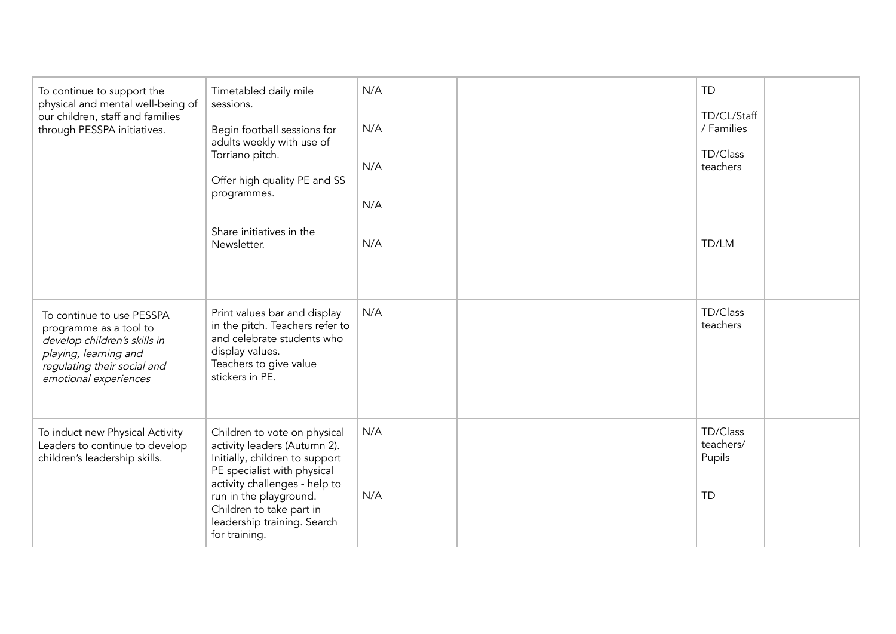| | | | | | |
|---|---|---|---|---|---|
| To continue to support the physical and mental well-being of our children, staff and families through PESSPA initiatives. | Timetabled daily mile sessions.<br><br>Begin football sessions for adults weekly with use of Torriano pitch.<br><br>Offer high quality PE and SS programmes.<br><br>Share initiatives in the Newsletter. | N/A<br><br>N/A<br><br>N/A<br><br>N/A<br><br>N/A | | TD<br><br>TD/CL/Staff / Families<br><br>TD/Class teachers<br><br>TD/LM | |
| To continue to use PESSPA programme as a tool to *develop children's skills in playing, learning and regulating their social and emotional experiences* | Print values bar and display in the pitch. Teachers refer to and celebrate students who display values.<br>Teachers to give value stickers in PE. | N/A | | TD/Class teachers | |
| To induct new Physical Activity Leaders to continue to develop children's leadership skills. | Children to vote on physical activity leaders (Autumn 2). Initially, children to support PE specialist with physical activity challenges - help to run in the playground.<br>Children to take part in leadership training. Search for training. | N/A<br><br>N/A | | TD/Class teachers/ Pupils<br><br>TD | |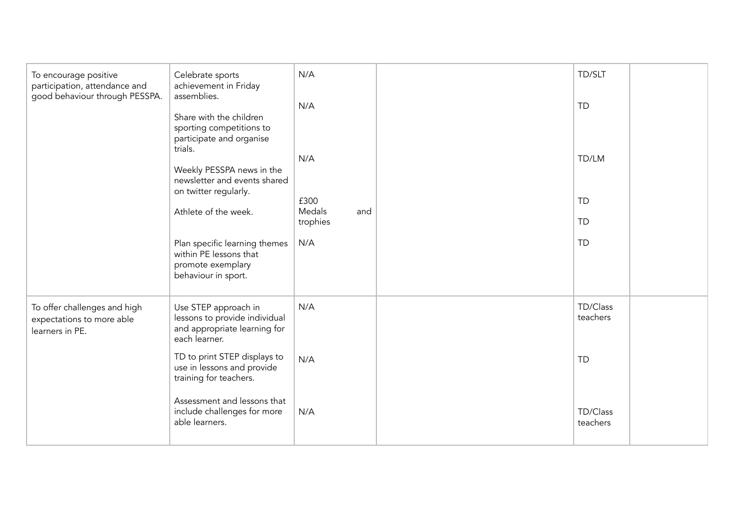| | | | | | |
|---|---|---|---|---|---|
| To encourage positive participation, attendance and good behaviour through PESSPA. | Celebrate sports achievement in Friday assemblies.<br><br>Share with the children sporting competitions to participate and organise trials.<br><br>Weekly PESSPA news in the newsletter and events shared on twitter regularly.<br><br>Athlete of the week.<br><br>Plan specific learning themes within PE lessons that promote exemplary behaviour in sport. | N/A<br><br>N/A<br><br>N/A<br><br>£300 Medals and trophies<br><br>N/A | | TD/SLT<br><br>TD<br><br>TD/LM<br><br>TD<br><br>TD<br><br>TD | |
| To offer challenges and high expectations to more able learners in PE. | Use STEP approach in lessons to provide individual and appropriate learning for each learner.<br><br>TD to print STEP displays to use in lessons and provide training for teachers.<br><br>Assessment and lessons that include challenges for more able learners. | N/A<br><br>N/A<br><br>N/A | | TD/Class teachers<br><br>TD<br><br>TD/Class teachers | |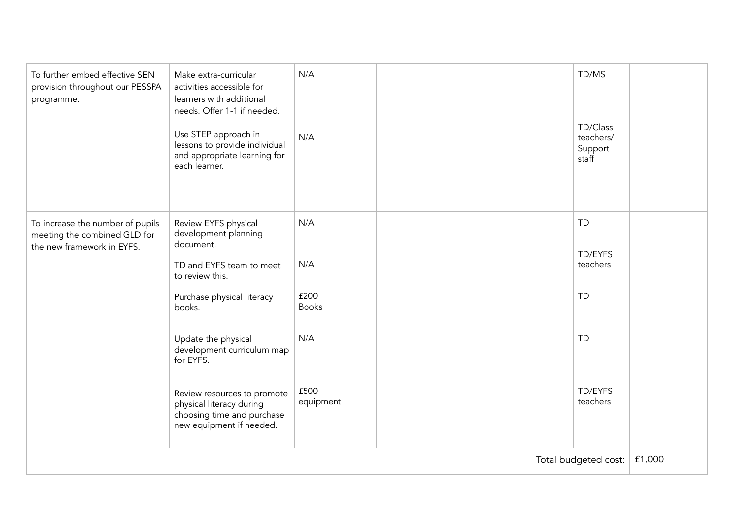| | | | | | |
|---|---|---|---|---|---|
| To further embed effective SEN provision throughout our PESSPA programme. | Make extra-curricular activities accessible for learners with additional needs. Offer 1-1 if needed.<br><br>Use STEP approach in lessons to provide individual and appropriate learning for each learner. | N/A<br><br>N/A | | TD/MS<br><br>TD/Class teachers/ Support staff | |
| To increase the number of pupils meeting the combined GLD for the new framework in EYFS. | Review EYFS physical development planning document.<br><br>TD and EYFS team to meet to review this.<br><br>Purchase physical literacy books.<br><br>Update the physical development curriculum map for EYFS.<br><br>Review resources to promote physical literacy during choosing time and purchase new equipment if needed. | N/A<br><br>N/A<br><br>£200 Books<br><br>N/A<br><br>£500 equipment | | TD<br><br>TD/EYFS teachers<br><br>TD<br><br>TD<br><br>TD/EYFS teachers | |
| | | | | Total budgeted cost: | £1,000 |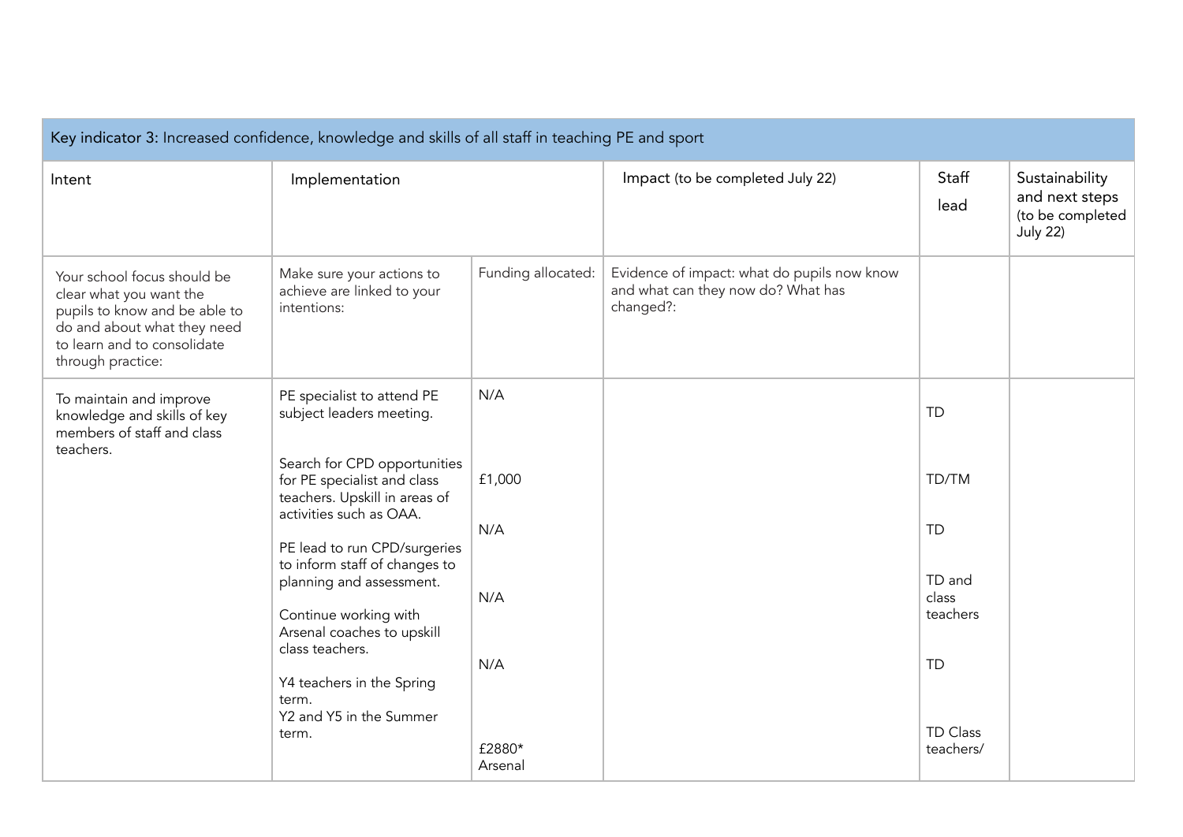| Key indicator 3: Increased confidence, knowledge and skills of all staff in teaching PE and sport | | | | | |
|---|---|---|---|---|---|
| Intent | Implementation | | Impact (to be completed July 22) | Staff lead | Sustainability and next steps (to be completed July 22) |
| Your school focus should be clear what you want the pupils to know and be able to do and about what they need to learn and to consolidate through practice: | Make sure your actions to achieve are linked to your intentions: | Funding allocated: | Evidence of impact: what do pupils now know and what can they now do? What has changed?: | | |
| To maintain and improve knowledge and skills of key members of staff and class teachers. | PE specialist to attend PE subject leaders meeting.<br><br>Search for CPD opportunities for PE specialist and class teachers. Upskill in areas of activities such as OAA.<br><br>PE lead to run CPD/surgeries to inform staff of changes to planning and assessment.<br><br>Continue working with Arsenal coaches to upskill class teachers.<br><br>Y4 teachers in the Spring term.<br>Y2 and Y5 in the Summer term. | N/A<br><br>£1,000<br><br>N/A<br><br>N/A<br><br>N/A<br><br>£2880* Arsenal | | TD<br><br>TD/TM<br><br>TD<br><br>TD and class teachers<br><br>TD<br><br>TD Class teachers/ | |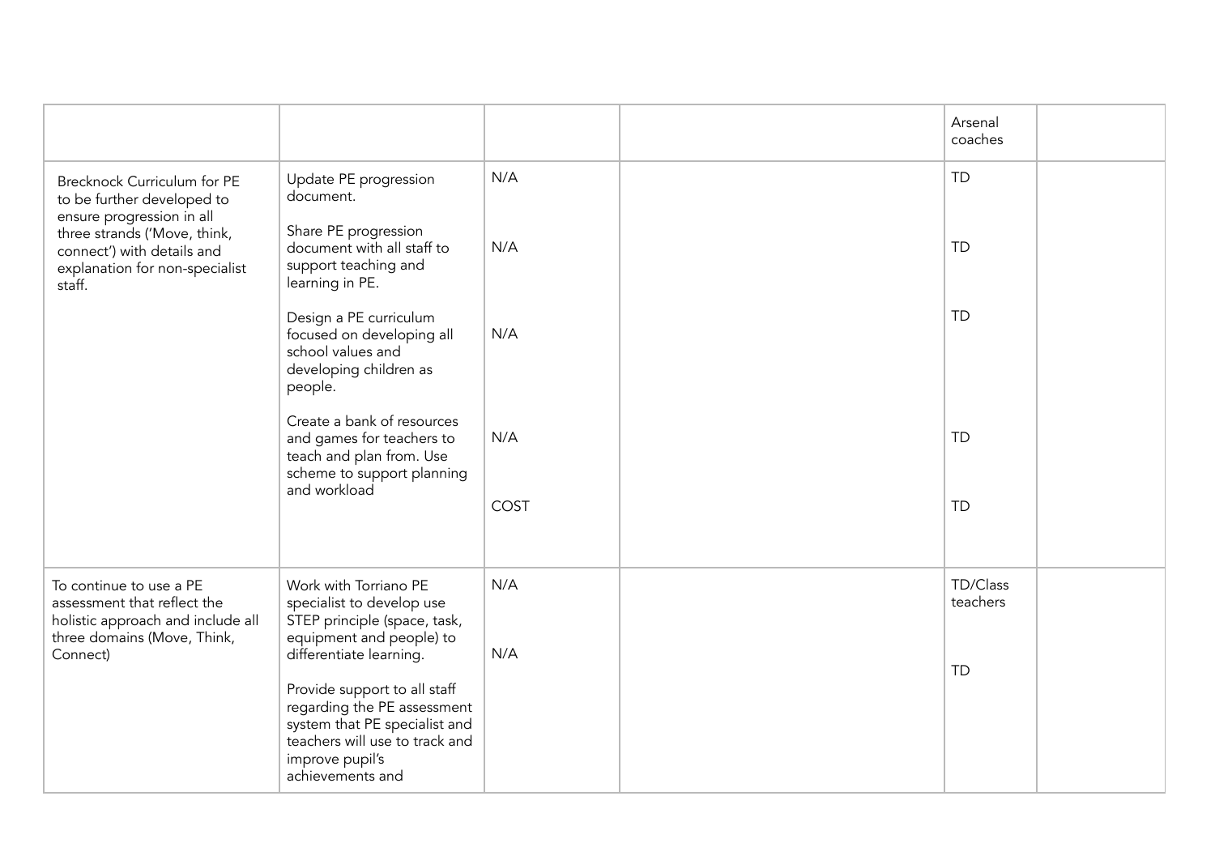| | | | | | |
|---|---|---|---|---|---|
| | | | | Arsenal coaches | |
| Brecknock Curriculum for PE to be further developed to ensure progression in all three strands ('Move, think, connect') with details and explanation for non-specialist staff. | Update PE progression document.<br><br>Share PE progression document with all staff to support teaching and learning in PE.<br><br>Design a PE curriculum focused on developing all school values and developing children as people.<br><br>Create a bank of resources and games for teachers to teach and plan from. Use scheme to support planning and workload | N/A<br><br>N/A<br><br>N/A<br><br>N/A<br><br>COST | | TD<br><br>TD<br><br>TD<br><br>TD<br><br>TD | |
| To continue to use a PE assessment that reflect the holistic approach and include all three domains (Move, Think, Connect) | Work with Torriano PE specialist to develop use STEP principle (space, task, equipment and people) to differentiate learning.<br><br>Provide support to all staff regarding the PE assessment system that PE specialist and teachers will use to track and improve pupil's achievements and | N/A<br><br>N/A | | TD/Class teachers<br><br>TD | |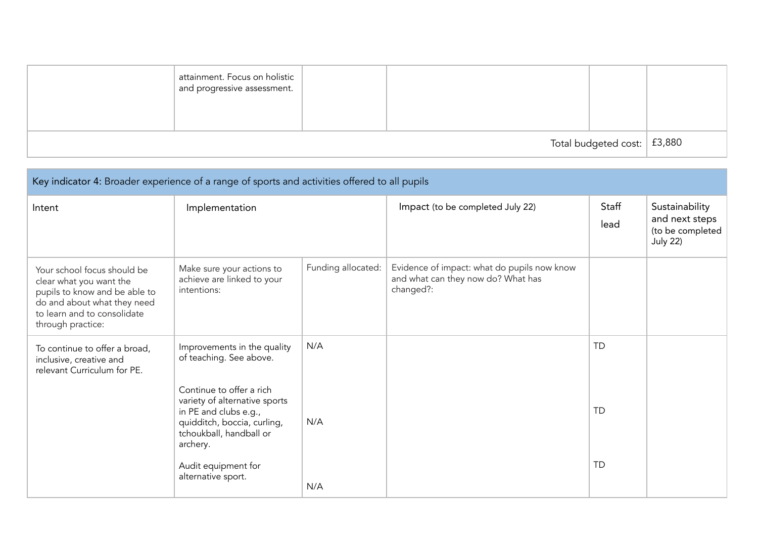| | | | | | |
|---|---|---|---|---|---|
| | attainment. Focus on holistic and progressive assessment. | | | | |
| | | | | Total budgeted cost: | £3,880 |

| Key indicator 4: Broader experience of a range of sports and activities offered to all pupils | | | | | |
|---|---|---|---|---|---|
| Intent | Implementation | | Impact (to be completed July 22) | Staff lead | Sustainability and next steps (to be completed July 22) |
| Your school focus should be clear what you want the pupils to know and be able to do and about what they need to learn and to consolidate through practice: | Make sure your actions to achieve are linked to your intentions: | Funding allocated: | Evidence of impact: what do pupils now know and what can they now do? What has changed?: | | |
| To continue to offer a broad, inclusive, creative and relevant Curriculum for PE. | Improvements in the quality of teaching. See above. | N/A | | TD | |
| | Continue to offer a rich variety of alternative sports in PE and clubs e.g., quidditch, boccia, curling, tchoukball, handball or archery. | N/A | | TD | |
| | Audit equipment for alternative sport. | N/A | | TD | |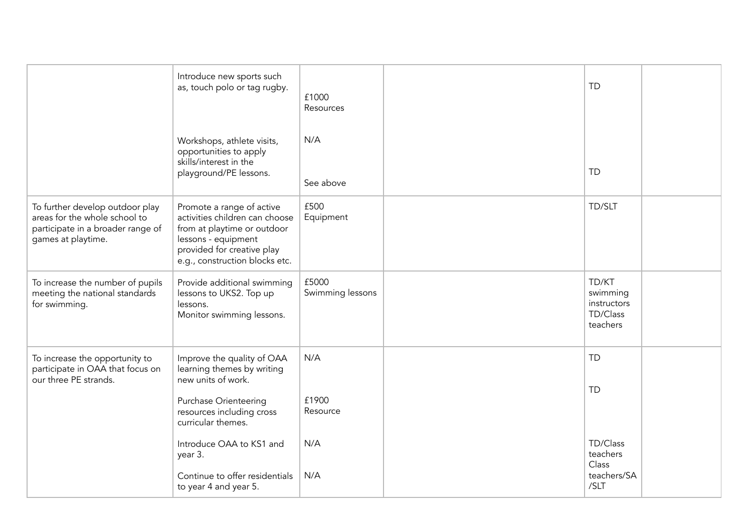|  |  |  |  |  |  |
|---|---|---|---|---|---|
|  | Introduce new sports such as, touch polo or tag rugby.<br><br>Workshops, athlete visits, opportunities to apply skills/interest in the playground/PE lessons. | £1000 Resources<br><br>N/A<br><br>See above |  | TD<br><br>TD |  |
| To further develop outdoor play areas for the whole school to participate in a broader range of games at playtime. | Promote a range of active activities children can choose from at playtime or outdoor lessons - equipment provided for creative play e.g., construction blocks etc. | £500 Equipment |  | TD/SLT |  |
| To increase the number of pupils meeting the national standards for swimming. | Provide additional swimming lessons to UKS2. Top up lessons.<br>Monitor swimming lessons. | £5000 Swimming lessons |  | TD/KT swimming instructors TD/Class teachers |  |
| To increase the opportunity to participate in OAA that focus on our three PE strands. | Improve the quality of OAA learning themes by writing new units of work.<br><br>Purchase Orienteering resources including cross curricular themes.<br><br>Introduce OAA to KS1 and year 3.<br><br>Continue to offer residentials to year 4 and year 5. | N/A<br><br>£1900 Resource<br><br>N/A<br><br>N/A |  | TD<br><br>TD<br><br>TD/Class teachers<br>Class teachers/SA /SLT |  |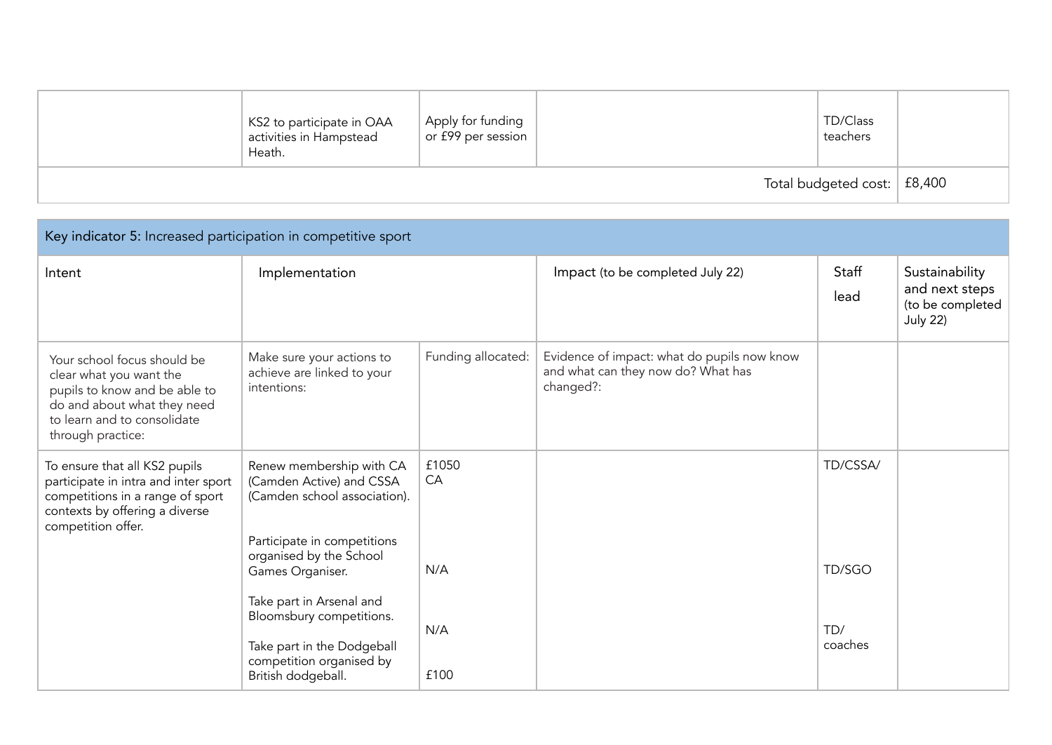| | | | | | |
|---|---|---|---|---|---|
| | KS2 to participate in OAA activities in Hampstead Heath. | Apply for funding or £99 per session | | TD/Class teachers | |
| | | | | Total budgeted cost: | £8,400 |

| Key indicator 5: Increased participation in competitive sport | | | | | |
|---|---|---|---|---|---|
| Intent | Implementation | | Impact (to be completed July 22) | Staff lead | Sustainability and next steps (to be completed July 22) |
| Your school focus should be clear what you want the pupils to know and be able to do and about what they need to learn and to consolidate through practice: | Make sure your actions to achieve are linked to your intentions: | Funding allocated: | Evidence of impact: what do pupils now know and what can they now do? What has changed?: | | |
| To ensure that all KS2 pupils participate in intra and inter sport competitions in a range of sport contexts by offering a diverse competition offer. | Renew membership with CA (Camden Active) and CSSA (Camden school association).<br><br>Participate in competitions organised by the School Games Organiser.<br><br>Take part in Arsenal and Bloomsbury competitions.<br><br>Take part in the Dodgeball competition organised by British dodgeball. | £1050 CA<br><br>N/A<br><br>N/A<br><br>£100 | | TD/CSSA/<br><br>TD/SGO<br><br>TD/ coaches | |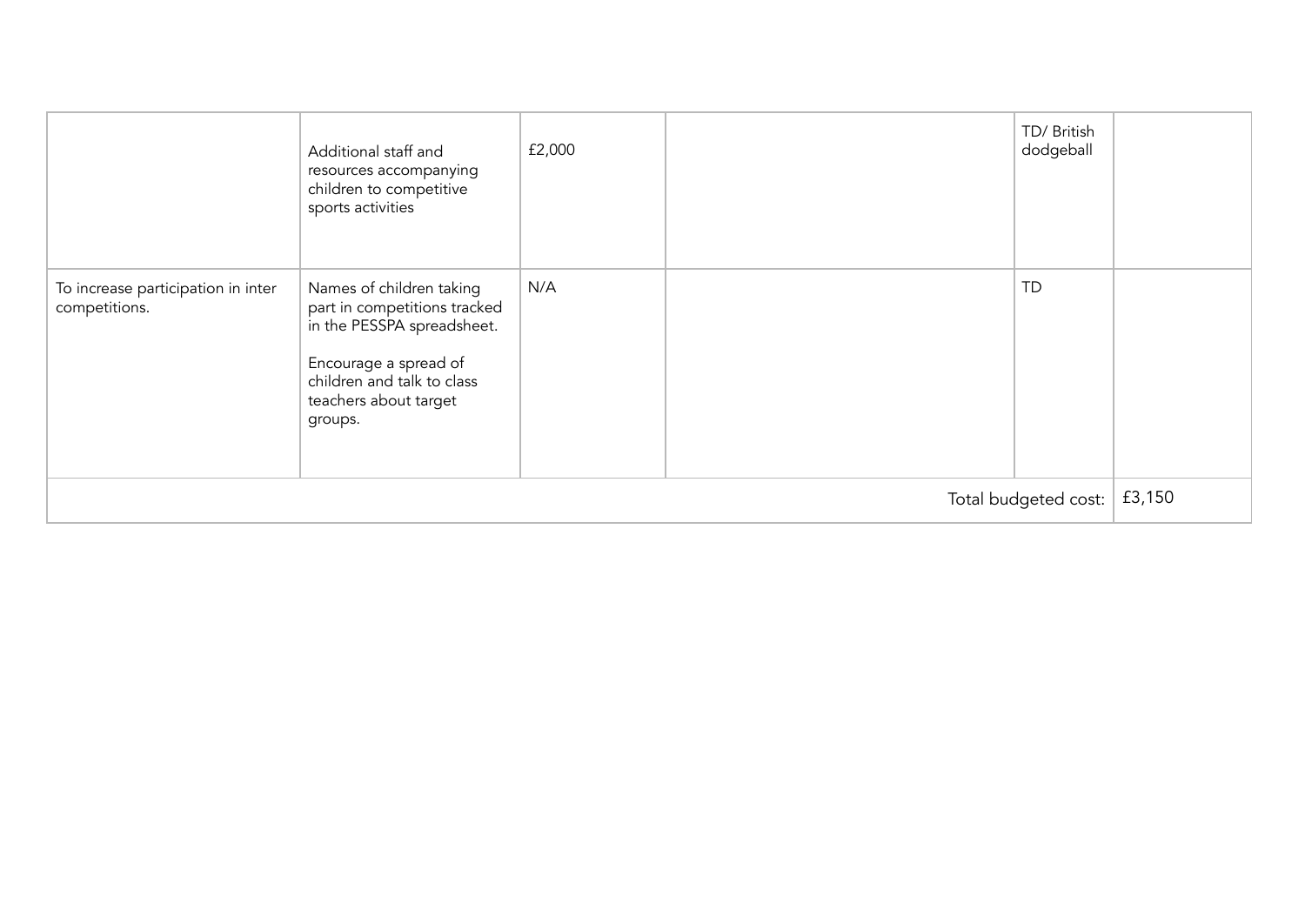| | | | | | |
|---|---|---|---|---|---|
| | Additional staff and resources accompanying children to competitive sports activities | £2,000 | | TD/ British dodgeball | |
| To increase participation in inter competitions. | Names of children taking part in competitions tracked in the PESSPA spreadsheet.<br><br>Encourage a spread of children and talk to class teachers about target groups. | N/A | | TD | |
| | | | | Total budgeted cost: | £3,150 |